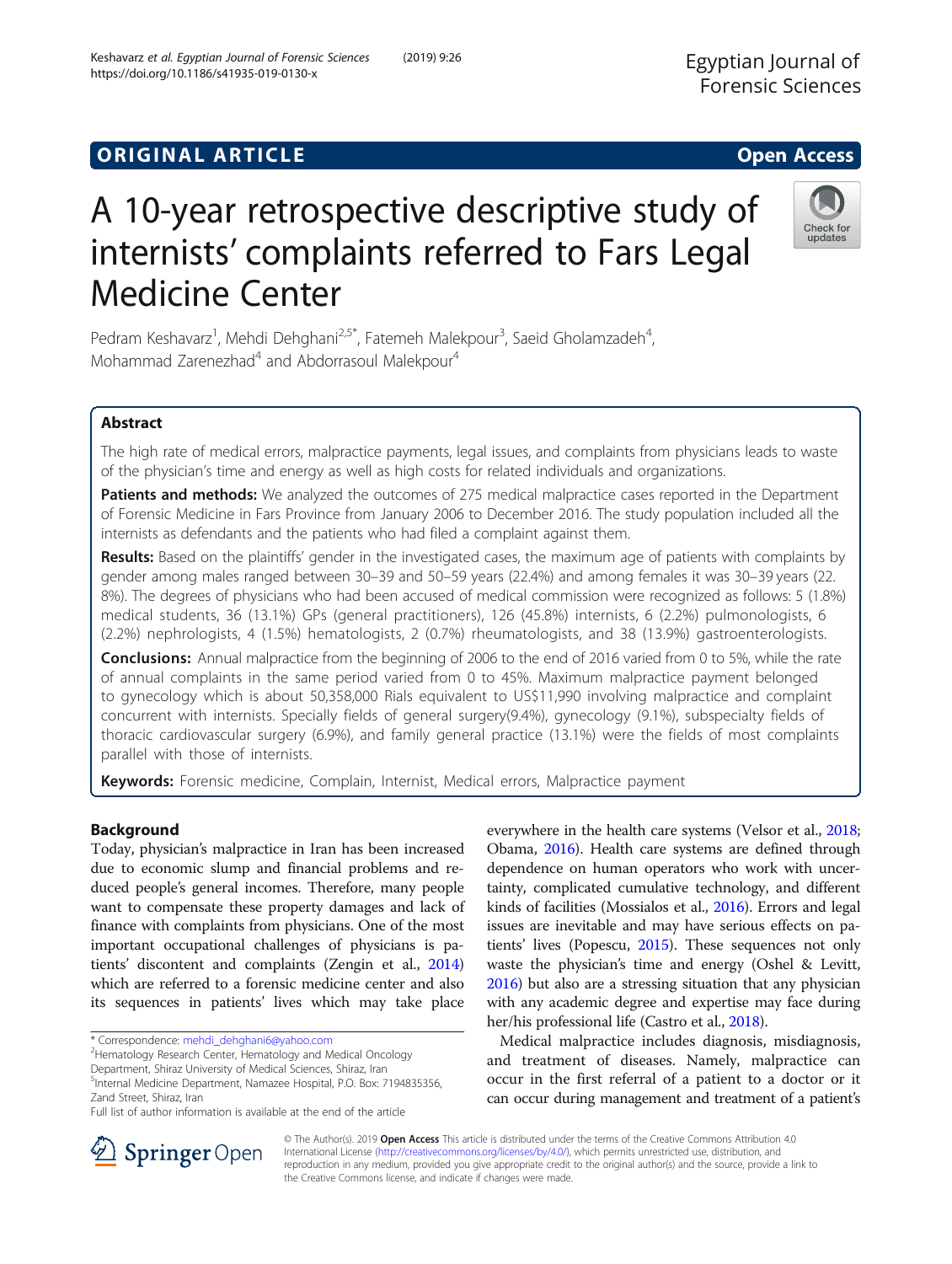ORIGINAL ARTICLE

Open Access

# A 10-year retrospective descriptive study of internists' complaints referred to Fars Legal Medicine Center

Pedram Keshavarz[1], Mehdi Dehghani[2,5*], Fatemeh Malekpour[3], Saeid Gholamzadeh[4], Mohammad Zarenezhad[4] and Abdorrasoul Malekpour[4]

## Abstract

The high rate of medical errors, malpractice payments, legal issues, and complaints from physicians leads to waste of the physician's time and energy as well as high costs for related individuals and organizations.

**Patients and methods:** We analyzed the outcomes of 275 medical malpractice cases reported in the Department of Forensic Medicine in Fars Province from January 2006 to December 2016. The study population included all the internists as defendants and the patients who had filed a complaint against them.

**Results:** Based on the plaintiffs' gender in the investigated cases, the maximum age of patients with complaints by gender among males ranged between 30–39 and 50–59 years (22.4%) and among females it was 30–39 years (22.8%). The degrees of physicians who had been accused of medical commission were recognized as follows: 5 (1.8%) medical students, 36 (13.1%) GPs (general practitioners), 126 (45.8%) internists, 6 (2.2%) pulmonologists, 6 (2.2%) nephrologists, 4 (1.5%) hematologists, 2 (0.7%) rheumatologists, and 38 (13.9%) gastroenterologists.

**Conclusions:** Annual malpractice from the beginning of 2006 to the end of 2016 varied from 0 to 5%, while the rate of annual complaints in the same period varied from 0 to 45%. Maximum malpractice payment belonged to gynecology which is about 50,358,000 Rials equivalent to US$11,990 involving malpractice and complaint concurrent with internists. Specially fields of general surgery(9.4%), gynecology (9.1%), subspecialty fields of thoracic cardiovascular surgery (6.9%), and family general practice (13.1%) were the fields of most complaints parallel with those of internists.

**Keywords:** Forensic medicine, Complain, Internist, Medical errors, Malpractice payment

## Background

Today, physician's malpractice in Iran has been increased due to economic slump and financial problems and reduced people's general incomes. Therefore, many people want to compensate these property damages and lack of finance with complaints from physicians. One of the most important occupational challenges of physicians is patients' discontent and complaints (Zengin et al., 2014) which are referred to a forensic medicine center and also its sequences in patients' lives which may take place everywhere in the health care systems (Velsor et al., 2018; Obama, 2016). Health care systems are defined through dependence on human operators who work with uncertainty, complicated cumulative technology, and different kinds of facilities (Mossialos et al., 2016). Errors and legal issues are inevitable and may have serious effects on patients' lives (Popescu, 2015). These sequences not only waste the physician's time and energy (Oshel & Levitt, 2016) but also are a stressing situation that any physician with any academic degree and expertise may face during her/his professional life (Castro et al., 2018).

Medical malpractice includes diagnosis, misdiagnosis, and treatment of diseases. Namely, malpractice can occur in the first referral of a patient to a doctor or it can occur during management and treatment of a patient's

\* Correspondence: mehdi_dehghani6@yahoo.com
[2]Hematology Research Center, Hematology and Medical Oncology Department, Shiraz University of Medical Sciences, Shiraz, Iran
[5]Internal Medicine Department, Namazee Hospital, P.O. Box: 7194835356, Zand Street, Shiraz, Iran
Full list of author information is available at the end of the article

© The Author(s). 2019 **Open Access** This article is distributed under the terms of the Creative Commons Attribution 4.0 International License (http://creativecommons.org/licenses/by/4.0/), which permits unrestricted use, distribution, and reproduction in any medium, provided you give appropriate credit to the original author(s) and the source, provide a link to the Creative Commons license, and indicate if changes were made.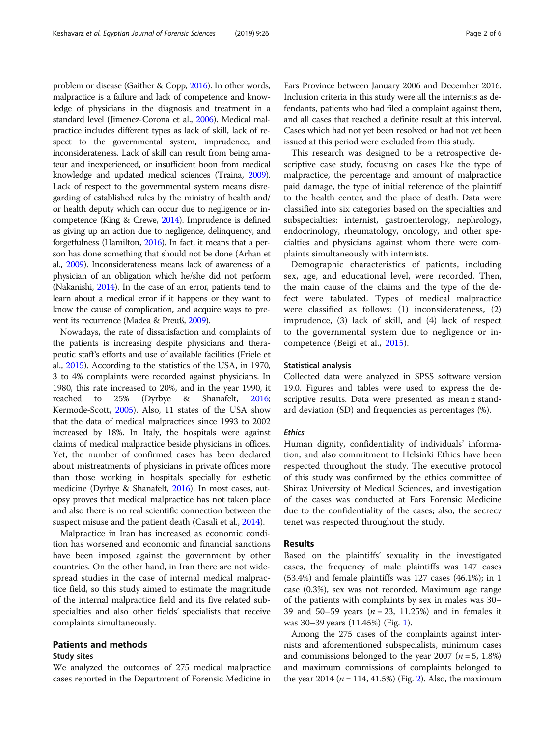problem or disease (Gaither & Copp, 2016). In other words, malpractice is a failure and lack of competence and knowledge of physicians in the diagnosis and treatment in a standard level (Jimenez-Corona et al., 2006). Medical malpractice includes different types as lack of skill, lack of respect to the governmental system, imprudence, and inconsiderateness. Lack of skill can result from being amateur and inexperienced, or insufficient boon from medical knowledge and updated medical sciences (Traina, 2009). Lack of respect to the governmental system means disregarding of established rules by the ministry of health and/or health deputy which can occur due to negligence or incompetence (King & Crewe, 2014). Imprudence is defined as giving up an action due to negligence, delinquency, and forgetfulness (Hamilton, 2016). In fact, it means that a person has done something that should not be done (Arhan et al., 2009). Inconsiderateness means lack of awareness of a physician of an obligation which he/she did not perform (Nakanishi, 2014). In the case of an error, patients tend to learn about a medical error if it happens or they want to know the cause of complication, and acquire ways to prevent its recurrence (Madea & Preuß, 2009).

Nowadays, the rate of dissatisfaction and complaints of the patients is increasing despite physicians and therapeutic staff's efforts and use of available facilities (Friele et al., 2015). According to the statistics of the USA, in 1970, 3 to 4% complaints were recorded against physicians. In 1980, this rate increased to 20%, and in the year 1990, it reached to 25% (Dyrbye & Shanafelt, 2016; Kermode-Scott, 2005). Also, 11 states of the USA show that the data of medical malpractices since 1993 to 2002 increased by 18%. In Italy, the hospitals were against claims of medical malpractice beside physicians in offices. Yet, the number of confirmed cases has been declared about mistreatments of physicians in private offices more than those working in hospitals specially for esthetic medicine (Dyrbye & Shanafelt, 2016). In most cases, autopsy proves that medical malpractice has not taken place and also there is no real scientific connection between the suspect misuse and the patient death (Casali et al., 2014).

Malpractice in Iran has increased as economic condition has worsened and economic and financial sanctions have been imposed against the government by other countries. On the other hand, in Iran there are not widespread studies in the case of internal medical malpractice field, so this study aimed to estimate the magnitude of the internal malpractice field and its five related subspecialties and also other fields' specialists that receive complaints simultaneously.

## Patients and methods

### Study sites

We analyzed the outcomes of 275 medical malpractice cases reported in the Department of Forensic Medicine in Fars Province between January 2006 and December 2016. Inclusion criteria in this study were all the internists as defendants, patients who had filed a complaint against them, and all cases that reached a definite result at this interval. Cases which had not yet been resolved or had not yet been issued at this period were excluded from this study.

This research was designed to be a retrospective descriptive case study, focusing on cases like the type of malpractice, the percentage and amount of malpractice paid damage, the type of initial reference of the plaintiff to the health center, and the place of death. Data were classified into six categories based on the specialties and subspecialties: internist, gastroenterology, nephrology, endocrinology, rheumatology, oncology, and other specialties and physicians against whom there were complaints simultaneously with internists.

Demographic characteristics of patients, including sex, age, and educational level, were recorded. Then, the main cause of the claims and the type of the defect were tabulated. Types of medical malpractice were classified as follows: (1) inconsiderateness, (2) imprudence, (3) lack of skill, and (4) lack of respect to the governmental system due to negligence or incompetence (Beigi et al., 2015).

### Statistical analysis

Collected data were analyzed in SPSS software version 19.0. Figures and tables were used to express the descriptive results. Data were presented as mean ± standard deviation (SD) and frequencies as percentages (%).

#### *Ethics*

Human dignity, confidentiality of individuals' information, and also commitment to Helsinki Ethics have been respected throughout the study. The executive protocol of this study was confirmed by the ethics committee of Shiraz University of Medical Sciences, and investigation of the cases was conducted at Fars Forensic Medicine due to the confidentiality of the cases; also, the secrecy tenet was respected throughout the study.

## Results

Based on the plaintiffs' sexuality in the investigated cases, the frequency of male plaintiffs was 147 cases (53.4%) and female plaintiffs was 127 cases (46.1%); in 1 case (0.3%), sex was not recorded. Maximum age range of the patients with complaints by sex in males was 30–39 and 50–59 years ($n$ = 23, 11.25%) and in females it was 30–39 years (11.45%) (Fig. 1).

Among the 275 cases of the complaints against internists and aforementioned subspecialists, minimum cases and commissions belonged to the year 2007 ($n$ = 5, 1.8%) and maximum commissions of complaints belonged to the year 2014 ($n$ = 114, 41.5%) (Fig. 2). Also, the maximum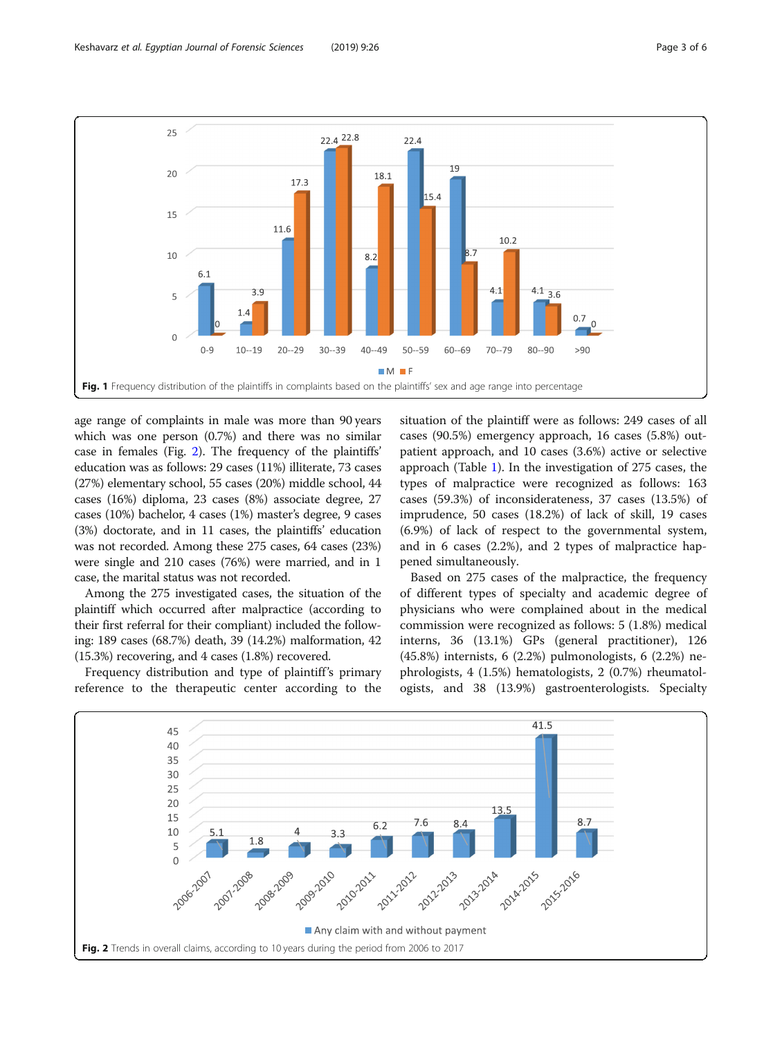Fig. 1 Frequency distribution of the plaintiffs in complaints based on the plaintiffs' sex and age range into percentage

age range of complaints in male was more than 90 years which was one person (0.7%) and there was no similar case in females (Fig. 2). The frequency of the plaintiffs' education was as follows: 29 cases (11%) illiterate, 73 cases (27%) elementary school, 55 cases (20%) middle school, 44 cases (16%) diploma, 23 cases (8%) associate degree, 27 cases (10%) bachelor, 4 cases (1%) master's degree, 9 cases (3%) doctorate, and in 11 cases, the plaintiffs' education was not recorded. Among these 275 cases, 64 cases (23%) were single and 210 cases (76%) were married, and in 1 case, the marital status was not recorded.

Among the 275 investigated cases, the situation of the plaintiff which occurred after malpractice (according to their first referral for their compliant) included the following: 189 cases (68.7%) death, 39 (14.2%) malformation, 42 (15.3%) recovering, and 4 cases (1.8%) recovered.

Frequency distribution and type of plaintiff's primary reference to the therapeutic center according to the situation of the plaintiff were as follows: 249 cases of all cases (90.5%) emergency approach, 16 cases (5.8%) outpatient approach, and 10 cases (3.6%) active or selective approach (Table 1). In the investigation of 275 cases, the types of malpractice were recognized as follows: 163 cases (59.3%) of inconsiderateness, 37 cases (13.5%) of imprudence, 50 cases (18.2%) of lack of skill, 19 cases (6.9%) of lack of respect to the governmental system, and in 6 cases (2.2%), and 2 types of malpractice happened simultaneously.

Based on 275 cases of the malpractice, the frequency of different types of specialty and academic degree of physicians who were complained about in the medical commission were recognized as follows: 5 (1.8%) medical interns, 36 (13.1%) GPs (general practitioner), 126 (45.8%) internists, 6 (2.2%) pulmonologists, 6 (2.2%) nephrologists, 4 (1.5%) hematologists, 2 (0.7%) rheumatologists, and 38 (13.9%) gastroenterologists. Specialty

Fig. 2 Trends in overall claims, according to 10 years during the period from 2006 to 2017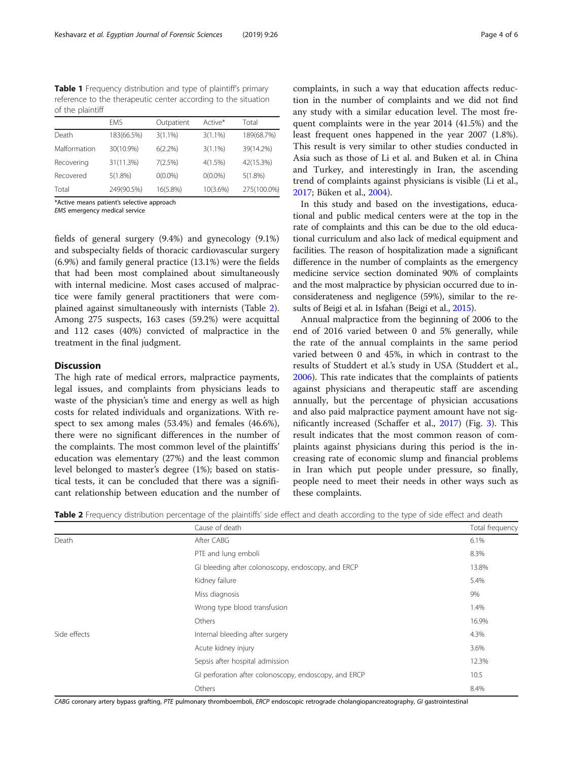**Table 1** Frequency distribution and type of plaintiff's primary reference to the therapeutic center according to the situation of the plaintiff

| | EMS | Outpatient | Active* | Total |
|---|---|---|---|---|
| Death | 183(66.5%) | 3(1.1%) | 3(1.1%) | 189(68.7%) |
| Malformation | 30(10.9%) | 6(2.2%) | 3(1.1%) | 39(14.2%) |
| Recovering | 31(11.3%) | 7(2.5%) | 4(1.5%) | 42(15.3%) |
| Recovered | 5(1.8%) | 0(0.0%) | 0(0.0%) | 5(1.8%) |
| Total | 249(90.5%) | 16(5.8%) | 10(3.6%) | 275(100.0%) |

*Active means patient's selective approach
*EMS* emergency medical service

fields of general surgery (9.4%) and gynecology (9.1%) and subspecialty fields of thoracic cardiovascular surgery (6.9%) and family general practice (13.1%) were the fields that had been most complained about simultaneously with internal medicine. Most cases accused of malpractice were family general practitioners that were complained against simultaneously with internists (Table 2). Among 275 suspects, 163 cases (59.2%) were acquittal and 112 cases (40%) convicted of malpractice in the treatment in the final judgment.

## Discussion

The high rate of medical errors, malpractice payments, legal issues, and complaints from physicians leads to waste of the physician's time and energy as well as high costs for related individuals and organizations. With respect to sex among males (53.4%) and females (46.6%), there were no significant differences in the number of the complaints. The most common level of the plaintiffs' education was elementary (27%) and the least common level belonged to master's degree (1%); based on statistical tests, it can be concluded that there was a significant relationship between education and the number of complaints, in such a way that education affects reduction in the number of complaints and we did not find any study with a similar education level. The most frequent complaints were in the year 2014 (41.5%) and the least frequent ones happened in the year 2007 (1.8%). This result is very similar to other studies conducted in Asia such as those of Li et al. and Buken et al. in China and Turkey, and interestingly in Iran, the ascending trend of complaints against physicians is visible (Li et al., 2017; Büken et al., 2004).

In this study and based on the investigations, educational and public medical centers were at the top in the rate of complaints and this can be due to the old educational curriculum and also lack of medical equipment and facilities. The reason of hospitalization made a significant difference in the number of complaints as the emergency medicine service section dominated 90% of complaints and the most malpractice by physician occurred due to inconsiderateness and negligence (59%), similar to the results of Beigi et al. in Isfahan (Beigi et al., 2015).

Annual malpractice from the beginning of 2006 to the end of 2016 varied between 0 and 5% generally, while the rate of the annual complaints in the same period varied between 0 and 45%, in which in contrast to the results of Studdert et al.'s study in USA (Studdert et al., 2006). This rate indicates that the complaints of patients against physicians and therapeutic staff are ascending annually, but the percentage of physician accusations and also paid malpractice payment amount have not significantly increased (Schaffer et al., 2017) (Fig. 3). This result indicates that the most common reason of complaints against physicians during this period is the increasing rate of economic slump and financial problems in Iran which put people under pressure, so finally, people need to meet their needs in other ways such as these complaints.

**Table 2** Frequency distribution percentage of the plaintiffs' side effect and death according to the type of side effect and death

| | Cause of death | Total frequency |
|---|---|---|
| Death | After CABG | 6.1% |
| | PTE and lung emboli | 8.3% |
| | GI bleeding after colonoscopy, endoscopy, and ERCP | 13.8% |
| | Kidney failure | 5.4% |
| | Miss diagnosis | 9% |
| | Wrong type blood transfusion | 1.4% |
| | Others | 16.9% |
| Side effects | Internal bleeding after surgery | 4.3% |
| | Acute kidney injury | 3.6% |
| | Sepsis after hospital admission | 12.3% |
| | GI perforation after colonoscopy, endoscopy, and ERCP | 10.5 |
| | Others | 8.4% |

*CABG* coronary artery bypass grafting, *PTE* pulmonary thromboemboli, *ERCP* endoscopic retrograde cholangiopancreatography, *GI* gastrointestinal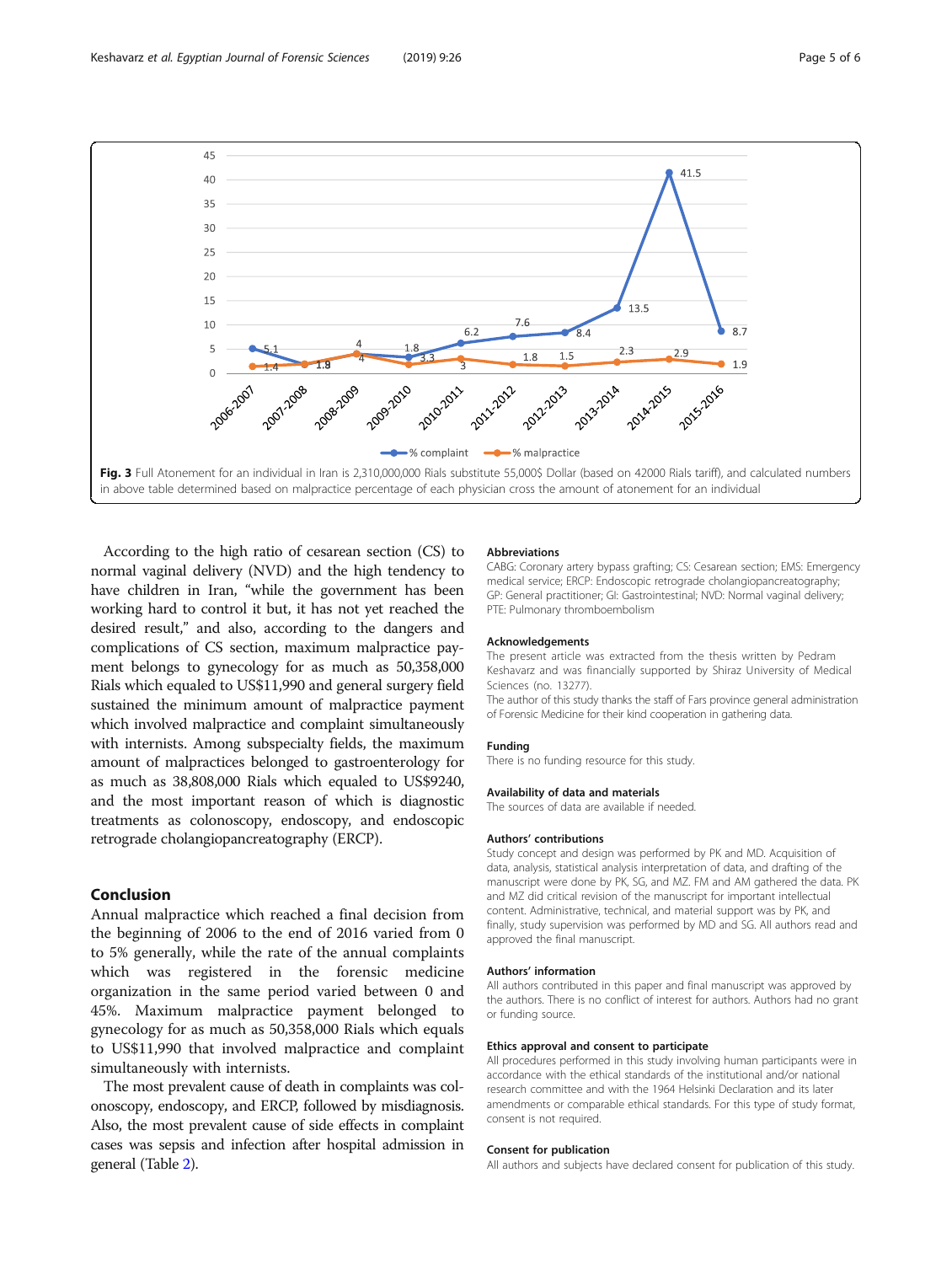**Fig. 3** Full Atonement for an individual in Iran is 2,310,000,000 Rials substitute 55,000$ Dollar (based on 42000 Rials tariff), and calculated numbers in above table determined based on malpractice percentage of each physician cross the amount of atonement for an individual

According to the high ratio of cesarean section (CS) to normal vaginal delivery (NVD) and the high tendency to have children in Iran, "while the government has been working hard to control it but, it has not yet reached the desired result," and also, according to the dangers and complications of CS section, maximum malpractice payment belongs to gynecology for as much as 50,358,000 Rials which equaled to US$11,990 and general surgery field sustained the minimum amount of malpractice payment which involved malpractice and complaint simultaneously with internists. Among subspecialty fields, the maximum amount of malpractices belonged to gastroenterology for as much as 38,808,000 Rials which equaled to US$9240, and the most important reason of which is diagnostic treatments as colonoscopy, endoscopy, and endoscopic retrograde cholangiopancreatography (ERCP).

## Conclusion

Annual malpractice which reached a final decision from the beginning of 2006 to the end of 2016 varied from 0 to 5% generally, while the rate of the annual complaints which was registered in the forensic medicine organization in the same period varied between 0 and 45%. Maximum malpractice payment belonged to gynecology for as much as 50,358,000 Rials which equals to US$11,990 that involved malpractice and complaint simultaneously with internists.

The most prevalent cause of death in complaints was colonoscopy, endoscopy, and ERCP, followed by misdiagnosis. Also, the most prevalent cause of side effects in complaint cases was sepsis and infection after hospital admission in general (Table 2).

### Abbreviations

CABG: Coronary artery bypass grafting; CS: Cesarean section; EMS: Emergency medical service; ERCP: Endoscopic retrograde cholangiopancreatography; GP: General practitioner; GI: Gastrointestinal; NVD: Normal vaginal delivery; PTE: Pulmonary thromboembolism

### Acknowledgements

The present article was extracted from the thesis written by Pedram Keshavarz and was financially supported by Shiraz University of Medical Sciences (no. 13277).

The author of this study thanks the staff of Fars province general administration of Forensic Medicine for their kind cooperation in gathering data.

### Funding

There is no funding resource for this study.

### Availability of data and materials

The sources of data are available if needed.

### Authors' contributions

Study concept and design was performed by PK and MD. Acquisition of data, analysis, statistical analysis interpretation of data, and drafting of the manuscript were done by PK, SG, and MZ. FM and AM gathered the data. PK and MZ did critical revision of the manuscript for important intellectual content. Administrative, technical, and material support was by PK, and finally, study supervision was performed by MD and SG. All authors read and approved the final manuscript.

### Authors' information

All authors contributed in this paper and final manuscript was approved by the authors. There is no conflict of interest for authors. Authors had no grant or funding source.

### Ethics approval and consent to participate

All procedures performed in this study involving human participants were in accordance with the ethical standards of the institutional and/or national research committee and with the 1964 Helsinki Declaration and its later amendments or comparable ethical standards. For this type of study format, consent is not required.

### Consent for publication

All authors and subjects have declared consent for publication of this study.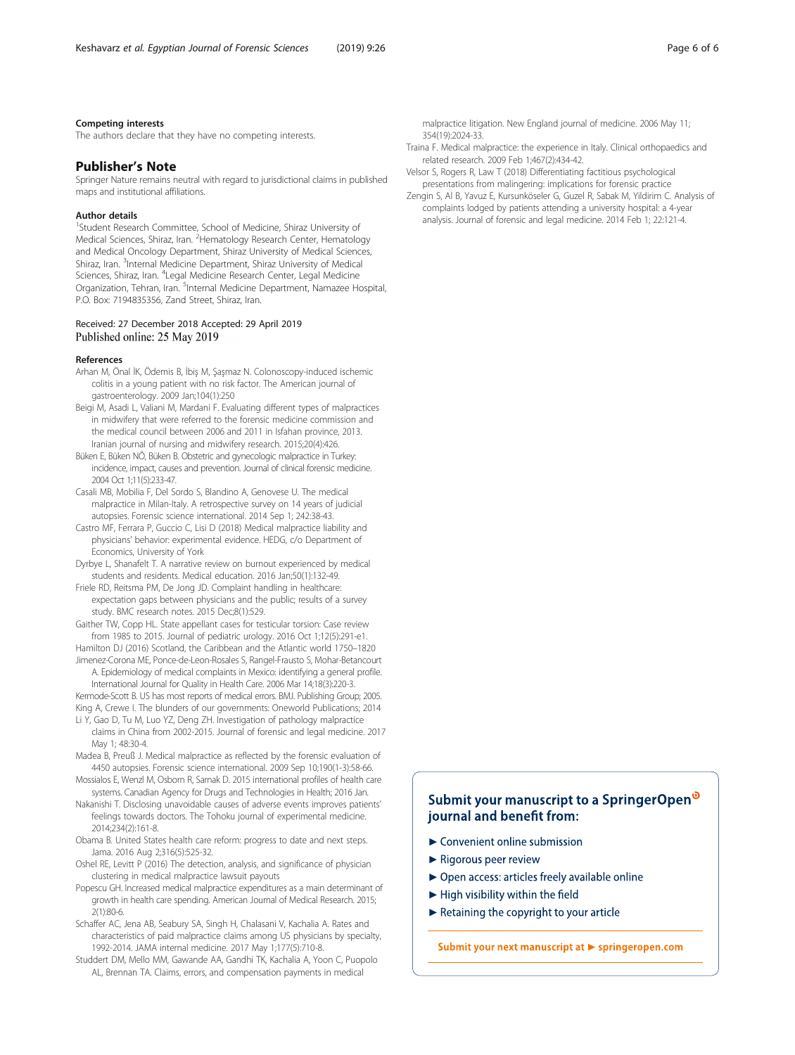#### Competing interests

The authors declare that they have no competing interests.

### Publisher's Note

Springer Nature remains neutral with regard to jurisdictional claims in published maps and institutional affiliations.

#### Author details

[1]Student Research Committee, School of Medicine, Shiraz University of Medical Sciences, Shiraz, Iran. [2]Hematology Research Center, Hematology and Medical Oncology Department, Shiraz University of Medical Sciences, Shiraz, Iran. [3]Internal Medicine Department, Shiraz University of Medical Sciences, Shiraz, Iran. [4]Legal Medicine Research Center, Legal Medicine Organization, Tehran, Iran. [5]Internal Medicine Department, Namazee Hospital, P.O. Box: 7194835356, Zand Street, Shiraz, Iran.

Received: 27 December 2018 Accepted: 29 April 2019
Published online: 25 May 2019

#### References

Arhan M, Önal İK, Ödemis B, İbiş M, Şaşmaz N. Colonoscopy-induced ischemic colitis in a young patient with no risk factor. The American journal of gastroenterology. 2009 Jan;104(1):250

Beigi M, Asadi L, Valiani M, Mardani F. Evaluating different types of malpractices in midwifery that were referred to the forensic medicine commission and the medical council between 2006 and 2011 in Isfahan province, 2013. Iranian journal of nursing and midwifery research. 2015;20(4):426.

Büken E, Büken NÖ, Büken B. Obstetric and gynecologic malpractice in Turkey: incidence, impact, causes and prevention. Journal of clinical forensic medicine. 2004 Oct 1;11(5):233-47.

Casali MB, Mobilia F, Del Sordo S, Blandino A, Genovese U. The medical malpractice in Milan-Italy. A retrospective survey on 14 years of judicial autopsies. Forensic science international. 2014 Sep 1; 242:38-43.

Castro MF, Ferrara P, Guccio C, Lisi D (2018) Medical malpractice liability and physicians' behavior: experimental evidence. HEDG, c/o Department of Economics, University of York

Dyrbye L, Shanafelt T. A narrative review on burnout experienced by medical students and residents. Medical education. 2016 Jan;50(1):132-49.

Friele RD, Reitsma PM, De Jong JD. Complaint handling in healthcare: expectation gaps between physicians and the public; results of a survey study. BMC research notes. 2015 Dec;8(1):529.

Gaither TW, Copp HL. State appellant cases for testicular torsion: Case review from 1985 to 2015. Journal of pediatric urology. 2016 Oct 1;12(5):291-e1.

Hamilton DJ (2016) Scotland, the Caribbean and the Atlantic world 1750–1820

Jimenez-Corona ME, Ponce-de-Leon-Rosales S, Rangel-Frausto S, Mohar-Betancourt A. Epidemiology of medical complaints in Mexico: identifying a general profile. International Journal for Quality in Health Care. 2006 Mar 14;18(3):220-3.

Kermode-Scott B. US has most reports of medical errors. BMJ. Publishing Group; 2005.

King A, Crewe I. The blunders of our governments: Oneworld Publications; 2014

Li Y, Gao D, Tu M, Luo YZ, Deng ZH. Investigation of pathology malpractice claims in China from 2002-2015. Journal of forensic and legal medicine. 2017 May 1; 48:30-4.

Madea B, Preuß J. Medical malpractice as reflected by the forensic evaluation of 4450 autopsies. Forensic science international. 2009 Sep 10;190(1-3):58-66.

Mossialos E, Wenzl M, Osborn R, Sarnak D. 2015 international profiles of health care systems. Canadian Agency for Drugs and Technologies in Health; 2016 Jan.

Nakanishi T. Disclosing unavoidable causes of adverse events improves patients' feelings towards doctors. The Tohoku journal of experimental medicine. 2014;234(2):161-8.

Obama B. United States health care reform: progress to date and next steps. Jama. 2016 Aug 2;316(5):525-32.

Oshel RE, Levitt P (2016) The detection, analysis, and significance of physician clustering in medical malpractice lawsuit payouts

Popescu GH. Increased medical malpractice expenditures as a main determinant of growth in health care spending. American Journal of Medical Research. 2015; 2(1):80-6.

Schaffer AC, Jena AB, Seabury SA, Singh H, Chalasani V, Kachalia A. Rates and characteristics of paid malpractice claims among US physicians by specialty, 1992-2014. JAMA internal medicine. 2017 May 1;177(5):710-8.

Studdert DM, Mello MM, Gawande AA, Gandhi TK, Kachalia A, Yoon C, Puopolo AL, Brennan TA. Claims, errors, and compensation payments in medical malpractice litigation. New England journal of medicine. 2006 May 11; 354(19):2024-33.

Traina F. Medical malpractice: the experience in Italy. Clinical orthopaedics and related research. 2009 Feb 1;467(2):434-42.

Velsor S, Rogers R, Law T (2018) Differentiating factitious psychological presentations from malingering: implications for forensic practice

Zengin S, Al B, Yavuz E, Kursunköseler G, Guzel R, Sabak M, Yildirim C. Analysis of complaints lodged by patients attending a university hospital: a 4-year analysis. Journal of forensic and legal medicine. 2014 Feb 1; 22:121-4.